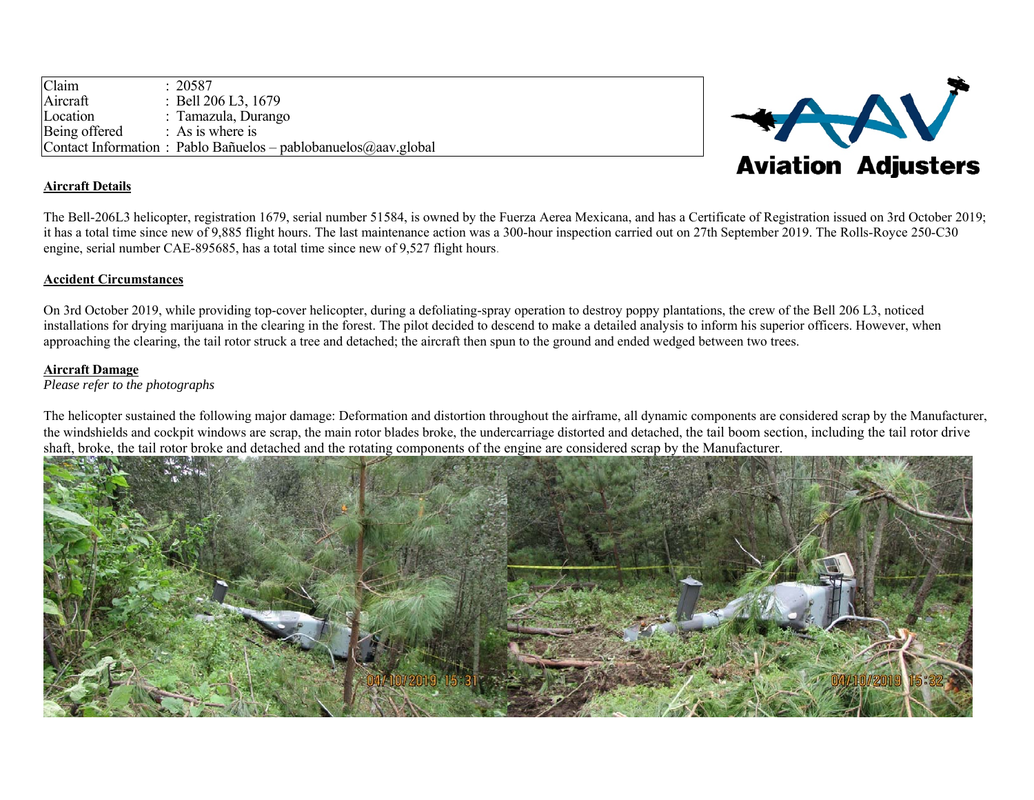| Claim | : 20587 |
|---|---|
| Aircraft | : Bell 206 L3, 1679 |
| Location | : Tamazula, Durango |
| Being offered | : As is where is |
| Contact Information | : Pablo Bañuelos – pablobanuelos@aav.global |

**Aviation Adjusters**

## Aircraft Details

The Bell-206L3 helicopter, registration 1679, serial number 51584, is owned by the Fuerza Aerea Mexicana, and has a Certificate of Registration issued on 3rd October 2019; it has a total time since new of 9,885 flight hours. The last maintenance action was a 300-hour inspection carried out on 27th September 2019. The Rolls-Royce 250-C30 engine, serial number CAE-895685, has a total time since new of 9,527 flight hours.

## Accident Circumstances

On 3rd October 2019, while providing top-cover helicopter, during a defoliating-spray operation to destroy poppy plantations, the crew of the Bell 206 L3, noticed installations for drying marijuana in the clearing in the forest. The pilot decided to descend to make a detailed analysis to inform his superior officers. However, when approaching the clearing, the tail rotor struck a tree and detached; the aircraft then spun to the ground and ended wedged between two trees.

## Aircraft Damage

*Please refer to the photographs*

The helicopter sustained the following major damage: Deformation and distortion throughout the airframe, all dynamic components are considered scrap by the Manufacturer, the windshields and cockpit windows are scrap, the main rotor blades broke, the undercarriage distorted and detached, the tail boom section, including the tail rotor drive shaft, broke, the tail rotor broke and detached and the rotating components of the engine are considered scrap by the Manufacturer.